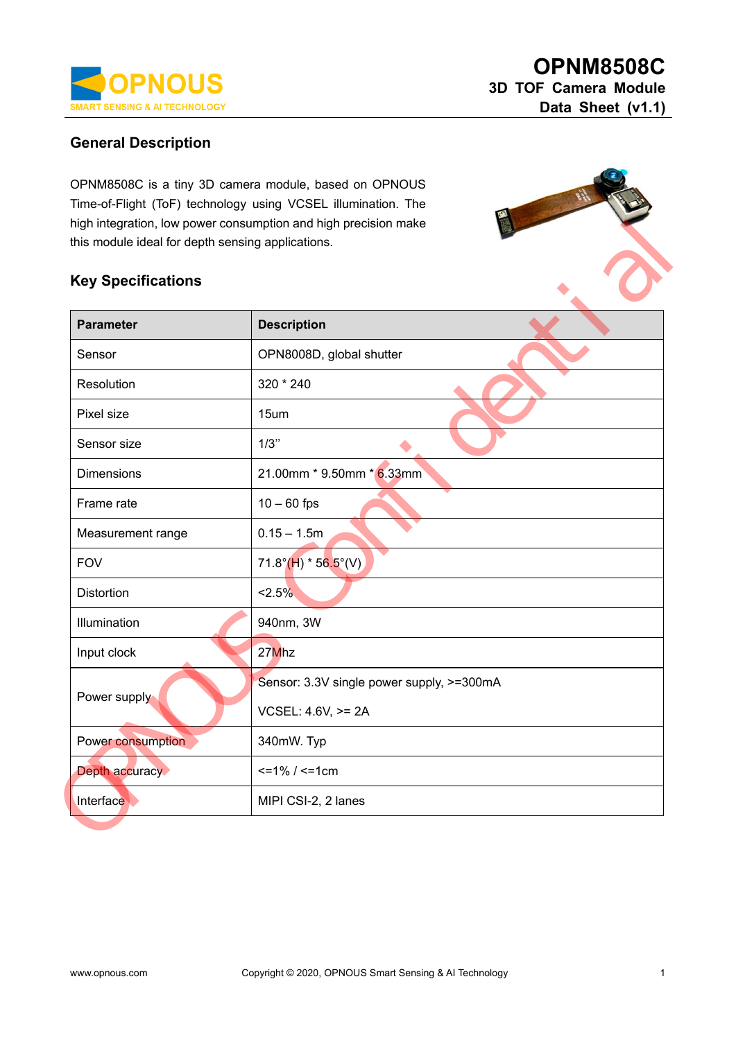# OPNM8508C

## 3D TOF Camera Module

## Data Sheet (v1.1)

## General Description

OPNM8508C is a tiny 3D camera module, based on OPNOUS Time-of-Flight (ToF) technology using VCSEL illumination. The high integration, low power consumption and high precision make this module ideal for depth sensing applications.

## Key Specifications

| Parameter | Description |
|---|---|
| Sensor | OPN8008D, global shutter |
| Resolution | 320 * 240 |
| Pixel size | 15um |
| Sensor size | 1/3'' |
| Dimensions | 21.00mm * 9.50mm * 6.33mm |
| Frame rate | 10 – 60 fps |
| Measurement range | 0.15 – 1.5m |
| FOV | 71.8°(H) * 56.5°(V) |
| Distortion | <2.5% |
| Illumination | 940nm, 3W |
| Input clock | 27Mhz |
| Power supply | Sensor: 3.3V single power supply, >=300mA<br>VCSEL: 4.6V, >= 2A |
| Power consumption | 340mW. Typ |
| Depth accuracy | <=1% / <=1cm |
| Interface | MIPI CSI-2, 2 lanes |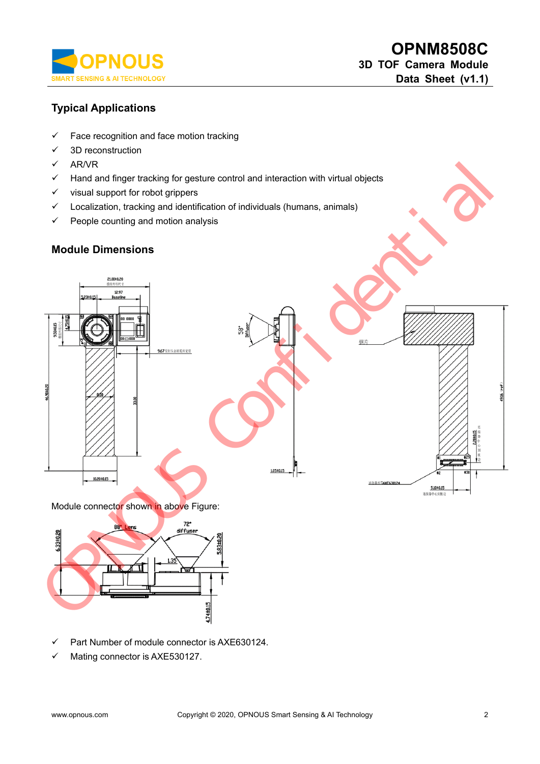## Typical Applications

- ✓ Face recognition and face motion tracking
- ✓ 3D reconstruction
- ✓ AR/VR
- ✓ Hand and finger tracking for gesture control and interaction with virtual objects
- ✓ visual support for robot grippers
- ✓ Localization, tracking and identification of individuals (humans, animals)
- ✓ People counting and motion analysis

## Module Dimensions

Module connector shown in above Figure:

- ✓ Part Number of module connector is AXE630124.
- ✓ Mating connector is AXE530127.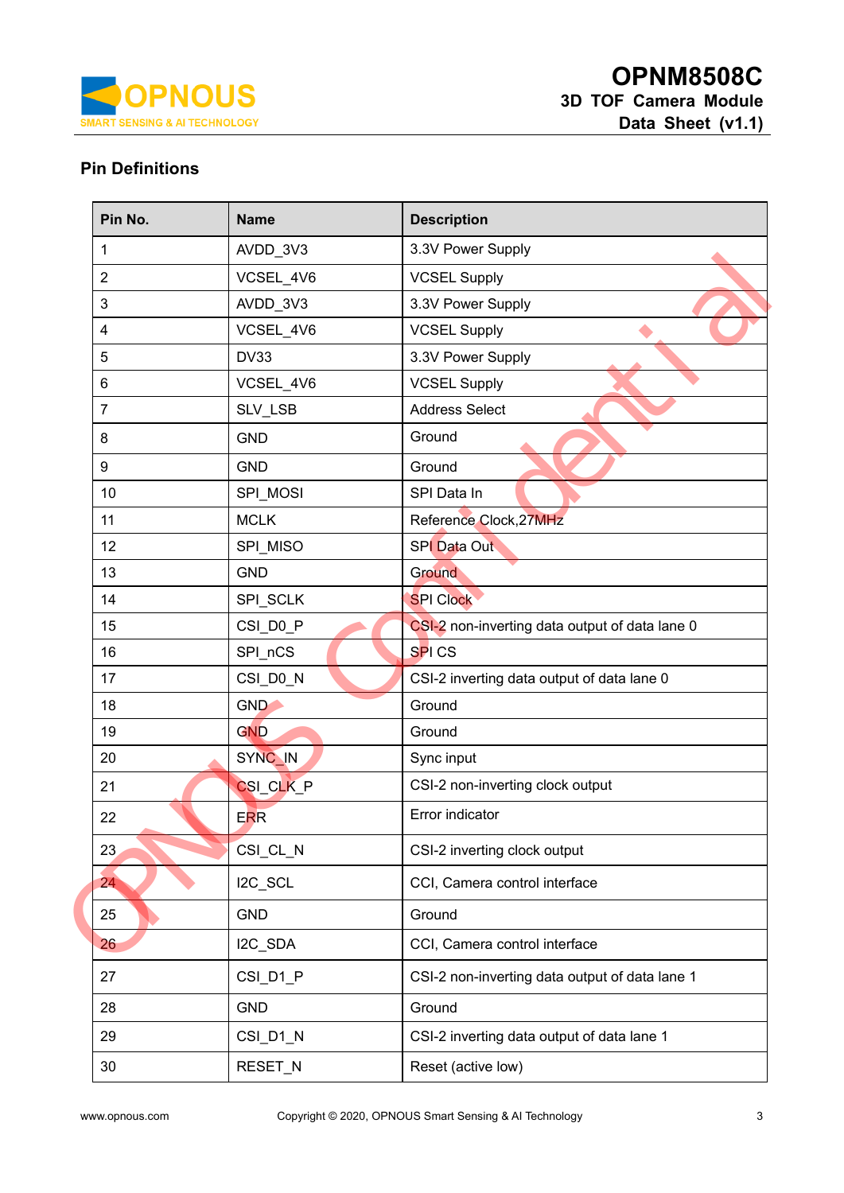## Pin Definitions

| Pin No. | Name | Description |
|---|---|---|
| 1 | AVDD_3V3 | 3.3V Power Supply |
| 2 | VCSEL_4V6 | VCSEL Supply |
| 3 | AVDD_3V3 | 3.3V Power Supply |
| 4 | VCSEL_4V6 | VCSEL Supply |
| 5 | DV33 | 3.3V Power Supply |
| 6 | VCSEL_4V6 | VCSEL Supply |
| 7 | SLV_LSB | Address Select |
| 8 | GND | Ground |
| 9 | GND | Ground |
| 10 | SPI_MOSI | SPI Data In |
| 11 | MCLK | Reference Clock,27MHz |
| 12 | SPI_MISO | SPI Data Out |
| 13 | GND | Ground |
| 14 | SPI_SCLK | SPI Clock |
| 15 | CSI_D0_P | CSI-2 non-inverting data output of data lane 0 |
| 16 | SPI_nCS | SPI CS |
| 17 | CSI_D0_N | CSI-2 inverting data output of data lane 0 |
| 18 | GND | Ground |
| 19 | GND | Ground |
| 20 | SYNC_IN | Sync input |
| 21 | CSI_CLK_P | CSI-2 non-inverting clock output |
| 22 | ERR | Error indicator |
| 23 | CSI_CL_N | CSI-2 inverting clock output |
| 24 | I2C_SCL | CCI, Camera control interface |
| 25 | GND | Ground |
| 26 | I2C_SDA | CCI, Camera control interface |
| 27 | CSI_D1_P | CSI-2 non-inverting data output of data lane 1 |
| 28 | GND | Ground |
| 29 | CSI_D1_N | CSI-2 inverting data output of data lane 1 |
| 30 | RESET_N | Reset (active low) |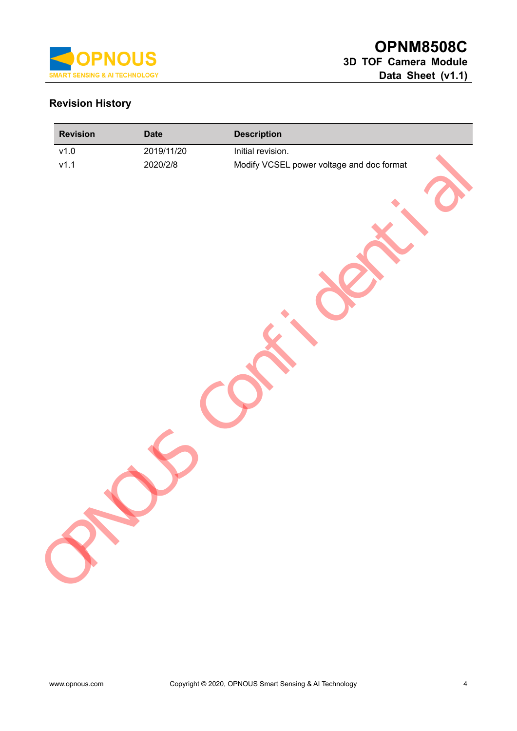## Revision History

| Revision | Date | Description |
|---|---|---|
| v1.0 | 2019/11/20 | Initial revision. |
| v1.1 | 2020/2/8 | Modify VCSEL power voltage and doc format |